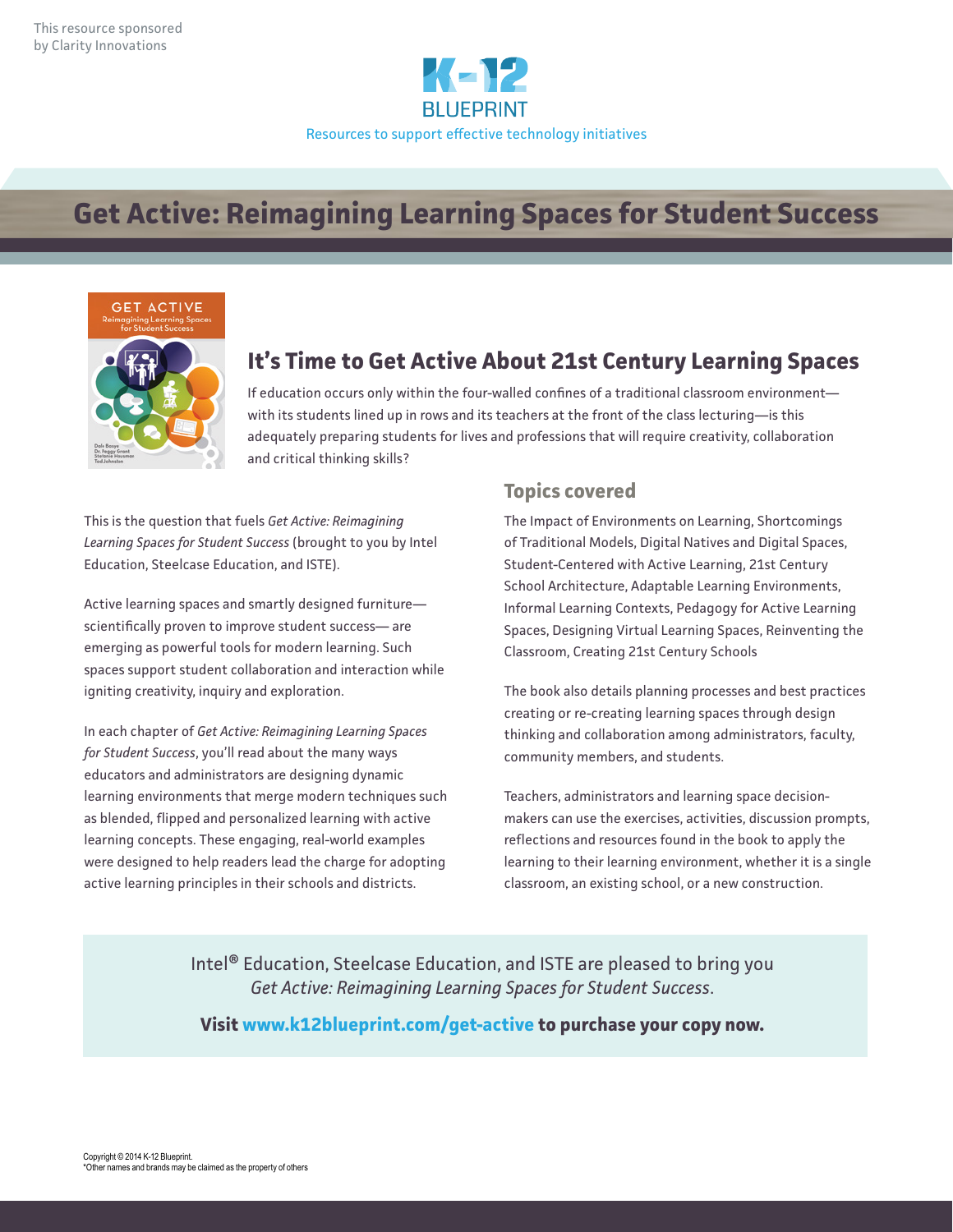This resource sponsored by Clarity Innovations

K-12 BLUEPRINT

Resources to support effective technology initiatives

# Get Active: Reimagining Learning Spaces for Student Success

## It's Time to Get Active About 21st Century Learning Spaces

If education occurs only within the four-walled confines of a traditional classroom environment—with its students lined up in rows and its teachers at the front of the class lecturing—is this adequately preparing students for lives and professions that will require creativity, collaboration and critical thinking skills?

This is the question that fuels *Get Active: Reimagining Learning Spaces for Student Success* (brought to you by Intel Education, Steelcase Education, and ISTE).

Active learning spaces and smartly designed furniture—scientifically proven to improve student success— are emerging as powerful tools for modern learning. Such spaces support student collaboration and interaction while igniting creativity, inquiry and exploration.

In each chapter of *Get Active: Reimagining Learning Spaces for Student Success*, you'll read about the many ways educators and administrators are designing dynamic learning environments that merge modern techniques such as blended, flipped and personalized learning with active learning concepts. These engaging, real-world examples were designed to help readers lead the charge for adopting active learning principles in their schools and districts.

### Topics covered

The Impact of Environments on Learning, Shortcomings of Traditional Models, Digital Natives and Digital Spaces, Student-Centered with Active Learning, 21st Century School Architecture, Adaptable Learning Environments, Informal Learning Contexts, Pedagogy for Active Learning Spaces, Designing Virtual Learning Spaces, Reinventing the Classroom, Creating 21st Century Schools

The book also details planning processes and best practices creating or re-creating learning spaces through design thinking and collaboration among administrators, faculty, community members, and students.

Teachers, administrators and learning space decision-makers can use the exercises, activities, discussion prompts, reflections and resources found in the book to apply the learning to their learning environment, whether it is a single classroom, an existing school, or a new construction.

Intel® Education, Steelcase Education, and ISTE are pleased to bring you *Get Active: Reimagining Learning Spaces for Student Success*.

**Visit www.k12blueprint.com/get-active to purchase your copy now.**

Copyright © 2014 K-12 Blueprint.
*Other names and brands may be claimed as the property of others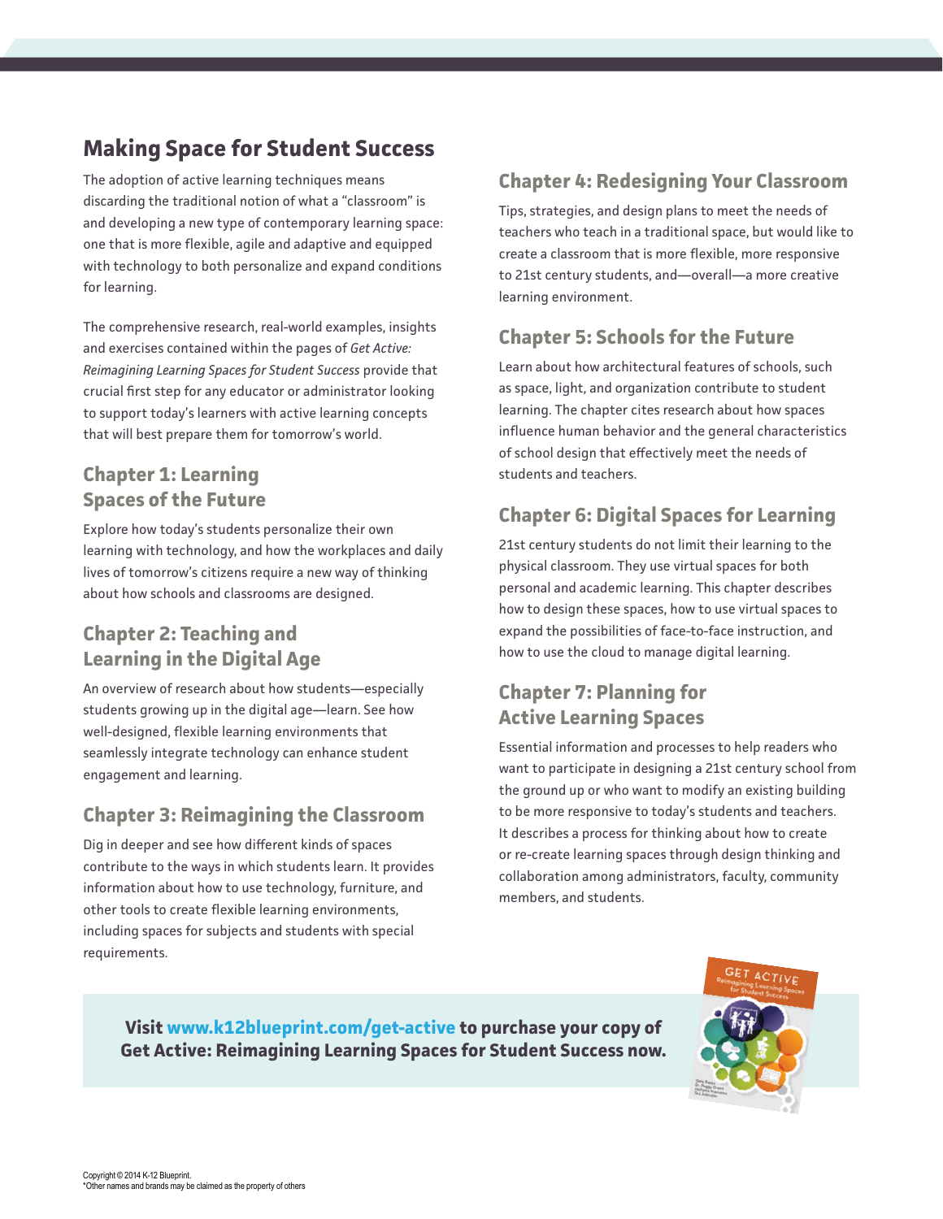## Making Space for Student Success

The adoption of active learning techniques means discarding the traditional notion of what a "classroom" is and developing a new type of contemporary learning space: one that is more flexible, agile and adaptive and equipped with technology to both personalize and expand conditions for learning.

The comprehensive research, real-world examples, insights and exercises contained within the pages of *Get Active: Reimagining Learning Spaces for Student Success* provide that crucial first step for any educator or administrator looking to support today's learners with active learning concepts that will best prepare them for tomorrow's world.

### Chapter 1: Learning Spaces of the Future

Explore how today's students personalize their own learning with technology, and how the workplaces and daily lives of tomorrow's citizens require a new way of thinking about how schools and classrooms are designed.

### Chapter 2: Teaching and Learning in the Digital Age

An overview of research about how students—especially students growing up in the digital age—learn. See how well-designed, flexible learning environments that seamlessly integrate technology can enhance student engagement and learning.

### Chapter 3: Reimagining the Classroom

Dig in deeper and see how different kinds of spaces contribute to the ways in which students learn. It provides information about how to use technology, furniture, and other tools to create flexible learning environments, including spaces for subjects and students with special requirements.

### Chapter 4: Redesigning Your Classroom

Tips, strategies, and design plans to meet the needs of teachers who teach in a traditional space, but would like to create a classroom that is more flexible, more responsive to 21st century students, and—overall—a more creative learning environment.

### Chapter 5: Schools for the Future

Learn about how architectural features of schools, such as space, light, and organization contribute to student learning. The chapter cites research about how spaces influence human behavior and the general characteristics of school design that effectively meet the needs of students and teachers.

### Chapter 6: Digital Spaces for Learning

21st century students do not limit their learning to the physical classroom. They use virtual spaces for both personal and academic learning. This chapter describes how to design these spaces, how to use virtual spaces to expand the possibilities of face-to-face instruction, and how to use the cloud to manage digital learning.

### Chapter 7: Planning for Active Learning Spaces

Essential information and processes to help readers who want to participate in designing a 21st century school from the ground up or who want to modify an existing building to be more responsive to today's students and teachers. It describes a process for thinking about how to create or re-create learning spaces through design thinking and collaboration among administrators, faculty, community members, and students.

**Visit www.k12blueprint.com/get-active to purchase your copy of Get Active: Reimagining Learning Spaces for Student Success now.**

Copyright © 2014 K-12 Blueprint.
*Other names and brands may be claimed as the property of others